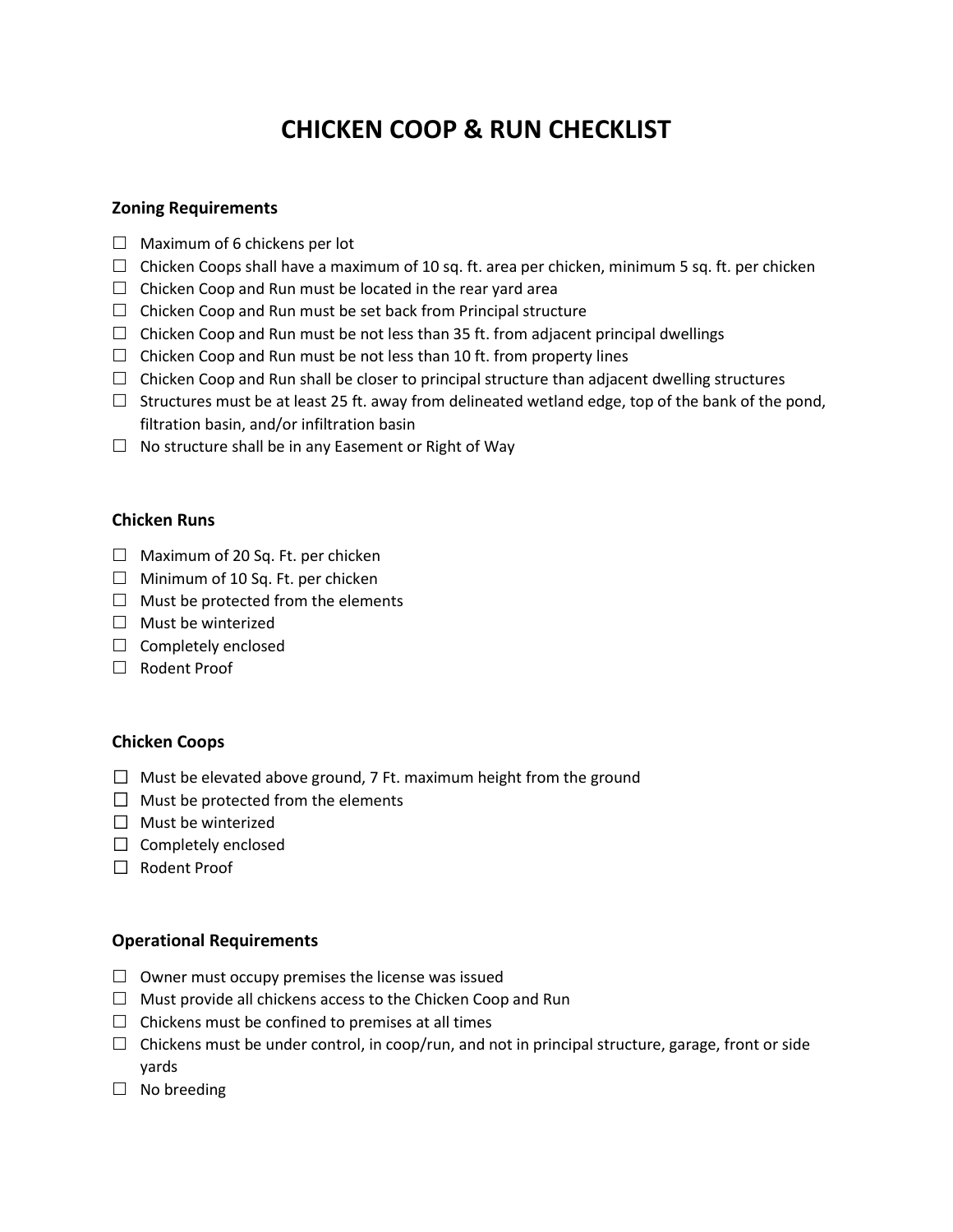# CHICKEN COOP & RUN CHECKLIST

**Zoning Requirements**

- ☐ Maximum of 6 chickens per lot
- ☐ Chicken Coops shall have a maximum of 10 sq. ft. area per chicken, minimum 5 sq. ft. per chicken
- ☐ Chicken Coop and Run must be located in the rear yard area
- ☐ Chicken Coop and Run must be set back from Principal structure
- ☐ Chicken Coop and Run must be not less than 35 ft. from adjacent principal dwellings
- ☐ Chicken Coop and Run must be not less than 10 ft. from property lines
- ☐ Chicken Coop and Run shall be closer to principal structure than adjacent dwelling structures
- ☐ Structures must be at least 25 ft. away from delineated wetland edge, top of the bank of the pond, filtration basin, and/or infiltration basin
- ☐ No structure shall be in any Easement or Right of Way

**Chicken Runs**

- ☐ Maximum of 20 Sq. Ft. per chicken
- ☐ Minimum of 10 Sq. Ft. per chicken
- ☐ Must be protected from the elements
- ☐ Must be winterized
- ☐ Completely enclosed
- ☐ Rodent Proof

**Chicken Coops**

- ☐ Must be elevated above ground, 7 Ft. maximum height from the ground
- ☐ Must be protected from the elements
- ☐ Must be winterized
- ☐ Completely enclosed
- ☐ Rodent Proof

**Operational Requirements**

- ☐ Owner must occupy premises the license was issued
- ☐ Must provide all chickens access to the Chicken Coop and Run
- ☐ Chickens must be confined to premises at all times
- ☐ Chickens must be under control, in coop/run, and not in principal structure, garage, front or side yards
- ☐ No breeding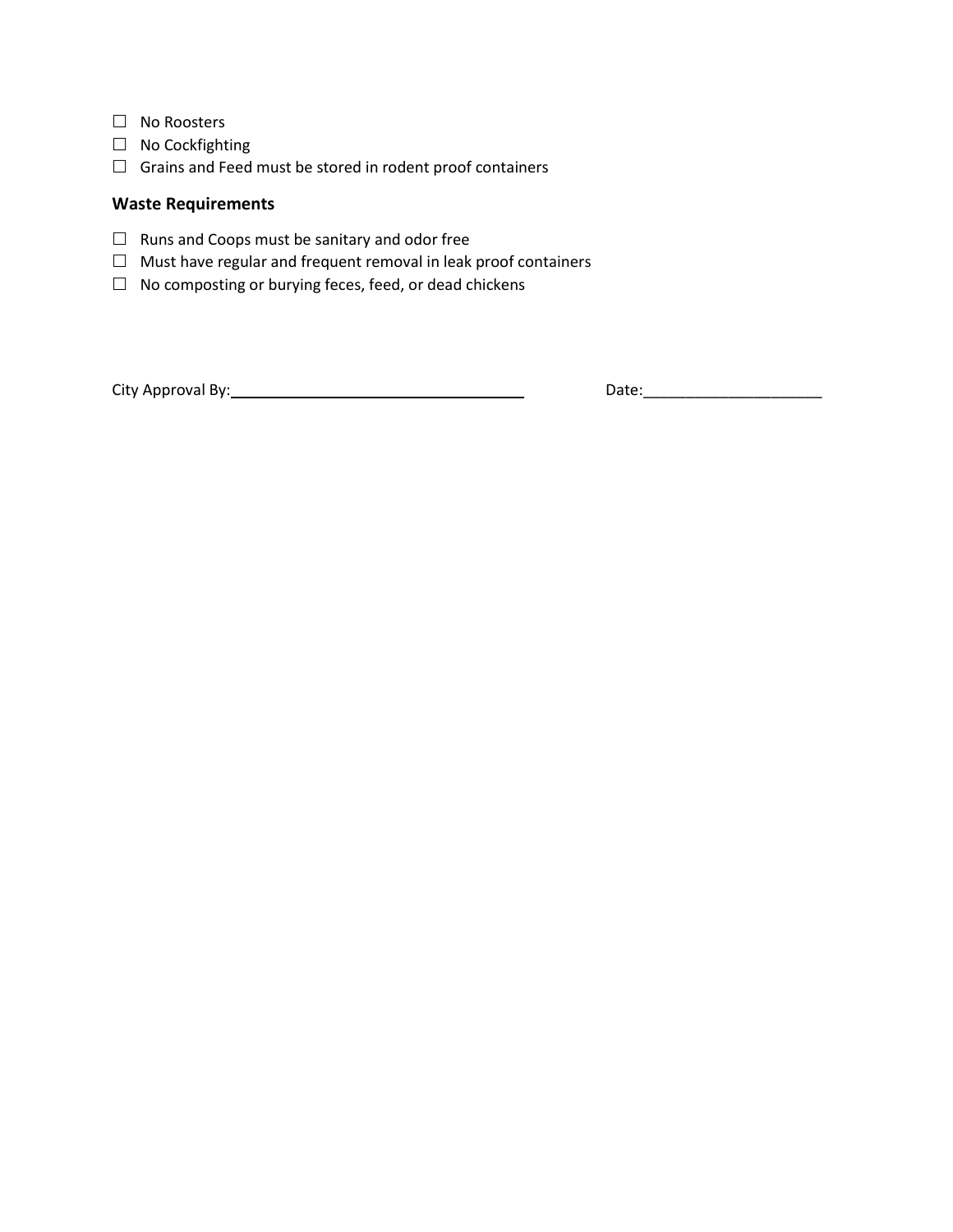☐ No Roosters
☐ No Cockfighting
☐ Grains and Feed must be stored in rodent proof containers

### Waste Requirements

☐ Runs and Coops must be sanitary and odor free
☐ Must have regular and frequent removal in leak proof containers
☐ No composting or burying feces, feed, or dead chickens

City Approval By:\_\_\_\_\_\_\_\_\_\_\_\_\_\_\_\_\_\_\_\_\_\_\_\_\_\_\_\_\_\_\_\_\_\_ Date:\_\_\_\_\_\_\_\_\_\_\_\_\_\_\_\_\_\_\_\_\_